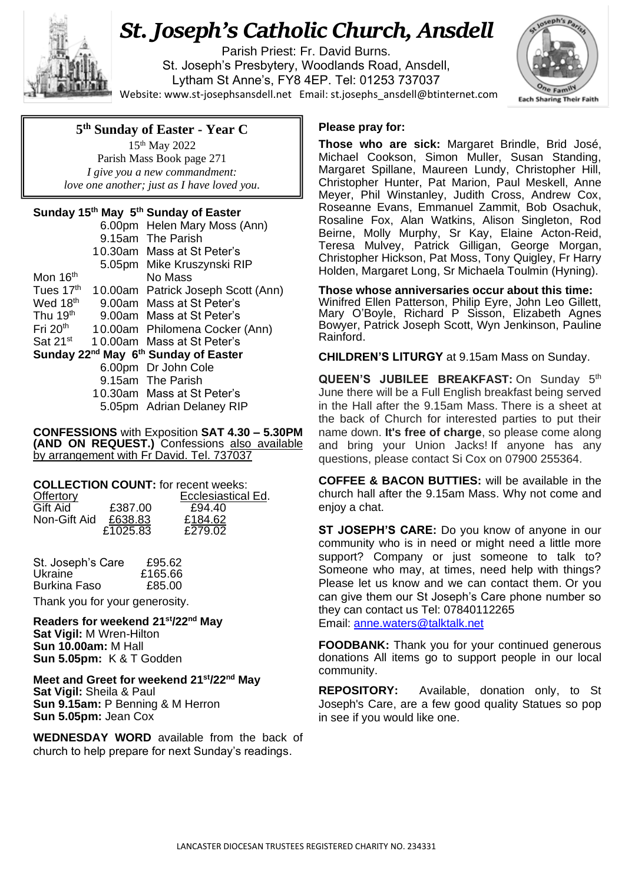# St. Joseph's Catholic Church, Ansdell

Parish Priest: Fr. David Burns.
St. Joseph's Presbytery, Woodlands Road, Ansdell,
Lytham St Anne's, FY8 4EP. Tel: 01253 737037
Website: www.st-josephsansdell.net Email: st.josephs_ansdell@btinternet.com

Each Sharing Their Faith

## 5th Sunday of Easter - Year C

15th May 2022
Parish Mass Book page 271
*I give you a new commandment:*
*love one another; just as I have loved you.*

**Sunday 15th May 5th Sunday of Easter**

| | | |
|---|---|---|
| | 6.00pm | Helen Mary Moss (Ann) |
| | 9.15am | The Parish |
| | 10.30am | Mass at St Peter's |
| | 5.05pm | Mike Kruszynski RIP |
| Mon 16th | | No Mass |
| Tues 17th | 10.00am | Patrick Joseph Scott (Ann) |
| Wed 18th | 9.00am | Mass at St Peter's |
| Thu 19th | 9.00am | Mass at St Peter's |
| Fri 20th | 10.00am | Philomena Cocker (Ann) |
| Sat 21st | 10.00am | Mass at St Peter's |

**Sunday 22nd May 6th Sunday of Easter**

| | |
|---|---|
| 6.00pm | Dr John Cole |
| 9.15am | The Parish |
| 10.30am | Mass at St Peter's |
| 5.05pm | Adrian Delaney RIP |

**CONFESSIONS** with Exposition **SAT 4.30 – 5.30PM (AND ON REQUEST.)** Confessions also available by arrangement with Fr David. Tel. 737037

**COLLECTION COUNT:** for recent weeks:

| | Offertory | Ecclesiastical Ed. |
|---|---|---|
| Gift Aid | £387.00 | £94.40 |
| Non-Gift Aid | £638.83 | £184.62 |
| | £1025.83 | £279.02 |

| | |
|---|---|
| St. Joseph's Care | £95.62 |
| Ukraine | £165.66 |
| Burkina Faso | £85.00 |

Thank you for your generosity.

**Readers for weekend 21st/22nd May**
**Sat Vigil:** M Wren-Hilton
**Sun 10.00am:** M Hall
**Sun 5.05pm:** K & T Godden

**Meet and Greet for weekend 21st/22nd May**
**Sat Vigil:** Sheila & Paul
**Sun 9.15am:** P Benning & M Herron
**Sun 5.05pm:** Jean Cox

**WEDNESDAY WORD** available from the back of church to help prepare for next Sunday's readings.

**Please pray for:**

**Those who are sick:** Margaret Brindle, Brid José, Michael Cookson, Simon Muller, Susan Standing, Margaret Spillane, Maureen Lundy, Christopher Hill, Christopher Hunter, Pat Marion, Paul Meskell, Anne Meyer, Phil Winstanley, Judith Cross, Andrew Cox, Roseanne Evans, Emmanuel Zammit, Bob Osachuk, Rosaline Fox, Alan Watkins, Alison Singleton, Rod Beirne, Molly Murphy, Sr Kay, Elaine Acton-Reid, Teresa Mulvey, Patrick Gilligan, George Morgan, Christopher Hickson, Pat Moss, Tony Quigley, Fr Harry Holden, Margaret Long, Sr Michaela Toulmin (Hyning).

**Those whose anniversaries occur about this time:** Winifred Ellen Patterson, Philip Eyre, John Leo Gillett, Mary O'Boyle, Richard P Sisson, Elizabeth Agnes Bowyer, Patrick Joseph Scott, Wyn Jenkinson, Pauline Rainford.

**CHILDREN'S LITURGY** at 9.15am Mass on Sunday.

**QUEEN'S JUBILEE BREAKFAST:** On Sunday 5th June there will be a Full English breakfast being served in the Hall after the 9.15am Mass. There is a sheet at the back of Church for interested parties to put their name down. **It's free of charge**, so please come along and bring your Union Jacks! If anyone has any questions, please contact Si Cox on 07900 255364.

**COFFEE & BACON BUTTIES:** will be available in the church hall after the 9.15am Mass. Why not come and enjoy a chat.

**ST JOSEPH'S CARE:** Do you know of anyone in our community who is in need or might need a little more support? Company or just someone to talk to? Someone who may, at times, need help with things? Please let us know and we can contact them. Or you can give them our St Joseph's Care phone number so they can contact us Tel: 07840112265
Email: anne.waters@talktalk.net

**FOODBANK:** Thank you for your continued generous donations All items go to support people in our local community.

**REPOSITORY:** Available, donation only, to St Joseph's Care, are a few good quality Statues so pop in see if you would like one.

LANCASTER DIOCESAN TRUSTEES REGISTERED CHARITY NO. 234331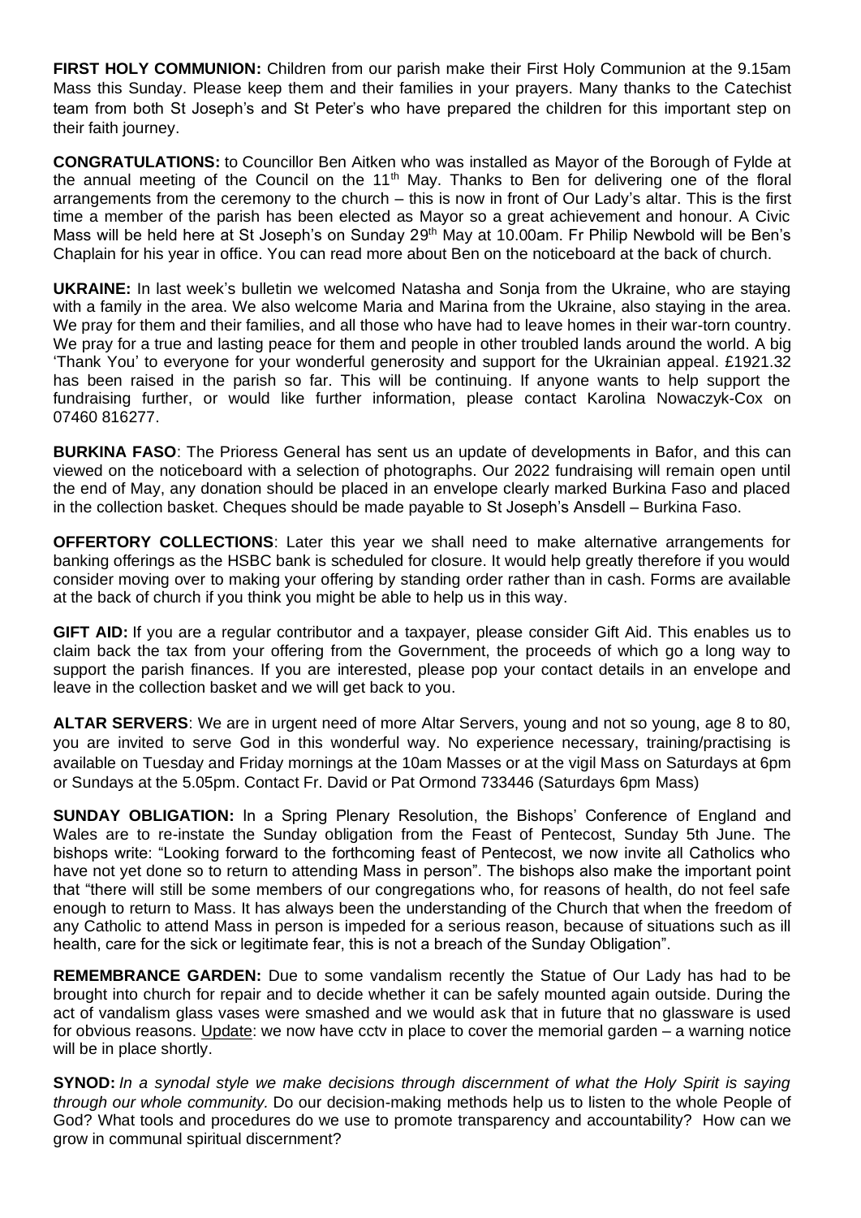**FIRST HOLY COMMUNION:** Children from our parish make their First Holy Communion at the 9.15am Mass this Sunday. Please keep them and their families in your prayers. Many thanks to the Catechist team from both St Joseph's and St Peter's who have prepared the children for this important step on their faith journey.

**CONGRATULATIONS:** to Councillor Ben Aitken who was installed as Mayor of the Borough of Fylde at the annual meeting of the Council on the 11th May. Thanks to Ben for delivering one of the floral arrangements from the ceremony to the church – this is now in front of Our Lady's altar. This is the first time a member of the parish has been elected as Mayor so a great achievement and honour. A Civic Mass will be held here at St Joseph's on Sunday 29th May at 10.00am. Fr Philip Newbold will be Ben's Chaplain for his year in office. You can read more about Ben on the noticeboard at the back of church.

**UKRAINE:** In last week's bulletin we welcomed Natasha and Sonja from the Ukraine, who are staying with a family in the area. We also welcome Maria and Marina from the Ukraine, also staying in the area. We pray for them and their families, and all those who have had to leave homes in their war-torn country. We pray for a true and lasting peace for them and people in other troubled lands around the world. A big 'Thank You' to everyone for your wonderful generosity and support for the Ukrainian appeal. £1921.32 has been raised in the parish so far. This will be continuing. If anyone wants to help support the fundraising further, or would like further information, please contact Karolina Nowaczyk-Cox on 07460 816277.

**BURKINA FASO**: The Prioress General has sent us an update of developments in Bafor, and this can viewed on the noticeboard with a selection of photographs. Our 2022 fundraising will remain open until the end of May, any donation should be placed in an envelope clearly marked Burkina Faso and placed in the collection basket. Cheques should be made payable to St Joseph's Ansdell – Burkina Faso.

**OFFERTORY COLLECTIONS**: Later this year we shall need to make alternative arrangements for banking offerings as the HSBC bank is scheduled for closure. It would help greatly therefore if you would consider moving over to making your offering by standing order rather than in cash. Forms are available at the back of church if you think you might be able to help us in this way.

**GIFT AID:** If you are a regular contributor and a taxpayer, please consider Gift Aid. This enables us to claim back the tax from your offering from the Government, the proceeds of which go a long way to support the parish finances. If you are interested, please pop your contact details in an envelope and leave in the collection basket and we will get back to you.

**ALTAR SERVERS**: We are in urgent need of more Altar Servers, young and not so young, age 8 to 80, you are invited to serve God in this wonderful way. No experience necessary, training/practising is available on Tuesday and Friday mornings at the 10am Masses or at the vigil Mass on Saturdays at 6pm or Sundays at the 5.05pm. Contact Fr. David or Pat Ormond 733446 (Saturdays 6pm Mass)

**SUNDAY OBLIGATION:** In a Spring Plenary Resolution, the Bishops' Conference of England and Wales are to re-instate the Sunday obligation from the Feast of Pentecost, Sunday 5th June. The bishops write: "Looking forward to the forthcoming feast of Pentecost, we now invite all Catholics who have not yet done so to return to attending Mass in person". The bishops also make the important point that "there will still be some members of our congregations who, for reasons of health, do not feel safe enough to return to Mass. It has always been the understanding of the Church that when the freedom of any Catholic to attend Mass in person is impeded for a serious reason, because of situations such as ill health, care for the sick or legitimate fear, this is not a breach of the Sunday Obligation".

**REMEMBRANCE GARDEN:** Due to some vandalism recently the Statue of Our Lady has had to be brought into church for repair and to decide whether it can be safely mounted again outside. During the act of vandalism glass vases were smashed and we would ask that in future that no glassware is used for obvious reasons. Update: we now have cctv in place to cover the memorial garden – a warning notice will be in place shortly.

**SYNOD:** *In a synodal style we make decisions through discernment of what the Holy Spirit is saying through our whole community.* Do our decision-making methods help us to listen to the whole People of God? What tools and procedures do we use to promote transparency and accountability? How can we grow in communal spiritual discernment?